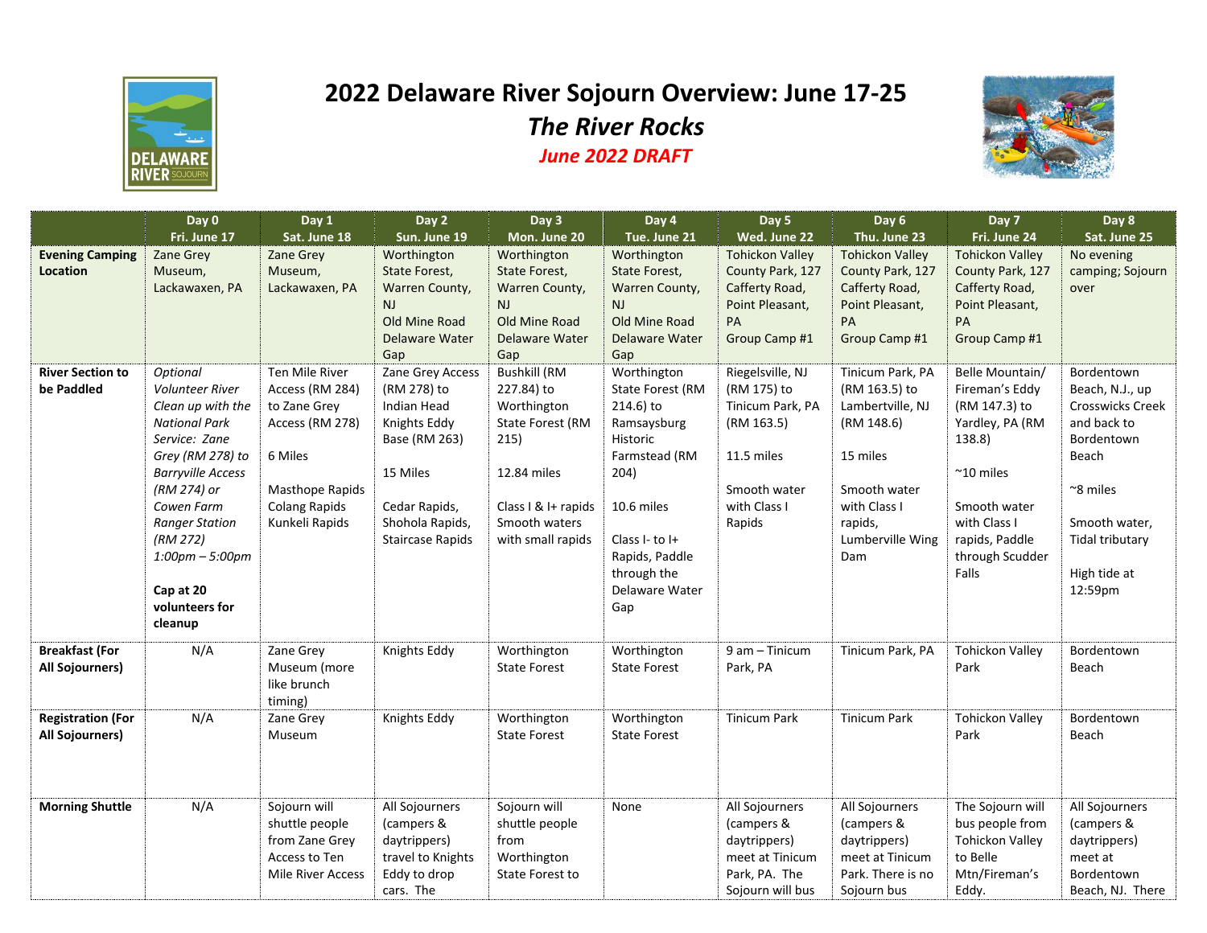# 2022 Delaware River Sojourn Overview: June 17-25

## *The River Rocks*

### *June 2022 DRAFT*

| | Day 0<br>Fri. June 17 | Day 1<br>Sat. June 18 | Day 2<br>Sun. June 19 | Day 3<br>Mon. June 20 | Day 4<br>Tue. June 21 | Day 5<br>Wed. June 22 | Day 6<br>Thu. June 23 | Day 7<br>Fri. June 24 | Day 8<br>Sat. June 25 |
|---|---|---|---|---|---|---|---|---|---|
| **Evening Camping Location** | Zane Grey Museum, Lackawaxen, PA | Zane Grey Museum, Lackawaxen, PA | Worthington State Forest, Warren County, NJ<br>Old Mine Road Delaware Water Gap | Worthington State Forest, Warren County, NJ<br>Old Mine Road Delaware Water Gap | Worthington State Forest, Warren County, NJ<br>Old Mine Road Delaware Water Gap | Tohickon Valley County Park, 127 Cafferty Road, Point Pleasant, PA<br>Group Camp #1 | Tohickon Valley County Park, 127 Cafferty Road, Point Pleasant, PA<br>Group Camp #1 | Tohickon Valley County Park, 127 Cafferty Road, Point Pleasant, PA<br>Group Camp #1 | No evening camping; Sojourn over |
| **River Section to be Paddled** | *Optional Volunteer River Clean up with the National Park Service: Zane Grey (RM 278) to Barryville Access (RM 274) or Cowen Farm Ranger Station (RM 272) 1:00pm – 5:00pm*<br><br>**Cap at 20 volunteers for cleanup** | Ten Mile River Access (RM 284) to Zane Grey Access (RM 278)<br><br>6 Miles<br><br>Masthope Rapids Colang Rapids Kunkeli Rapids | Zane Grey Access (RM 278) to Indian Head Knights Eddy Base (RM 263)<br><br>15 Miles<br><br>Cedar Rapids, Shohola Rapids, Staircase Rapids | Bushkill (RM 227.84) to Worthington State Forest (RM 215)<br><br>12.84 miles<br><br>Class I & I+ rapids Smooth waters with small rapids | Worthington State Forest (RM 214.6) to Ramsaysburg Historic Farmstead (RM 204)<br><br>10.6 miles<br><br>Class I- to I+ Rapids, Paddle through the Delaware Water Gap | Riegelsville, NJ (RM 175) to Tinicum Park, PA (RM 163.5)<br><br>11.5 miles<br><br>Smooth water with Class I Rapids | Tinicum Park, PA (RM 163.5) to Lambertville, NJ (RM 148.6)<br><br>15 miles<br><br>Smooth water with Class I rapids, Lumberville Wing Dam | Belle Mountain/ Fireman's Eddy (RM 147.3) to Yardley, PA (RM 138.8)<br><br>~10 miles<br><br>Smooth water with Class I rapids, Paddle through Scudder Falls | Bordentown Beach, N.J., up Crosswicks Creek and back to Bordentown Beach<br><br>~8 miles<br><br>Smooth water, Tidal tributary<br><br>High tide at 12:59pm |
| **Breakfast (For All Sojourners)** | N/A | Zane Grey Museum (more like brunch timing) | Knights Eddy | Worthington State Forest | Worthington State Forest | 9 am – Tinicum Park, PA | Tinicum Park, PA | Tohickon Valley Park | Bordentown Beach |
| **Registration (For All Sojourners)** | N/A | Zane Grey Museum | Knights Eddy | Worthington State Forest | Worthington State Forest | Tinicum Park | Tinicum Park | Tohickon Valley Park | Bordentown Beach |
| **Morning Shuttle** | N/A | Sojourn will shuttle people from Zane Grey Access to Ten Mile River Access | All Sojourners (campers & daytrippers) travel to Knights Eddy to drop cars. The | Sojourn will shuttle people from Worthington State Forest to | None | All Sojourners (campers & daytrippers) meet at Tinicum Park, PA. The Sojourn will bus | All Sojourners (campers & daytrippers) meet at Tinicum Park. There is no Sojourn bus | The Sojourn will bus people from Tohickon Valley to Belle Mtn/Fireman's Eddy. | All Sojourners (campers & daytrippers) meet at Bordentown Beach, NJ. There |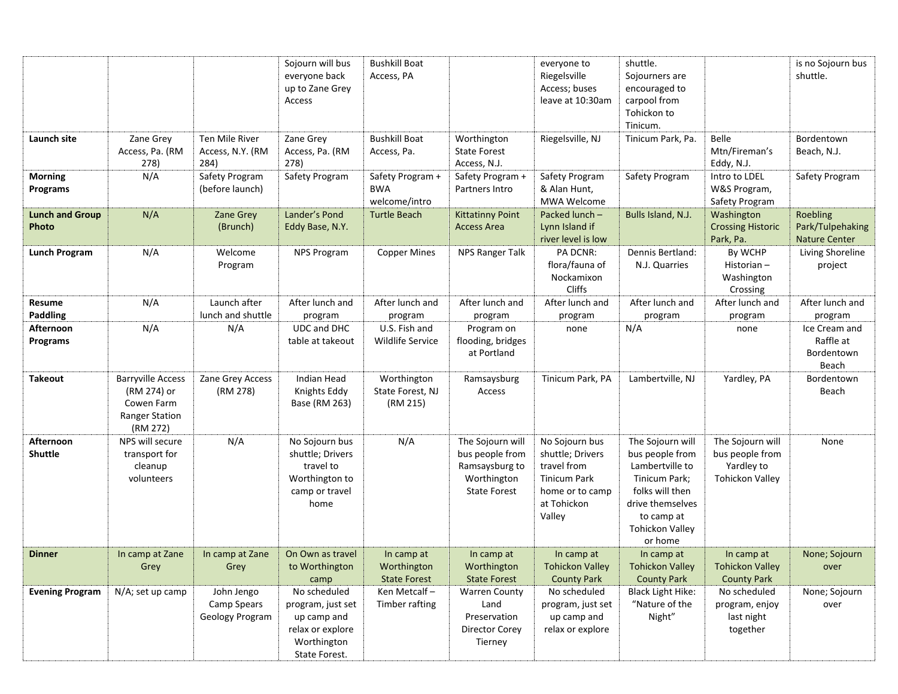| | | | | | | | | | |
|---|---|---|---|---|---|---|---|---|---|
| | | | Sojourn will bus everyone back up to Zane Grey Access | Bushkill Boat Access, PA | | everyone to Riegelsville Access; buses leave at 10:30am | shuttle. Sojourners are encouraged to carpool from Tohickon to Tinicum. | | is no Sojourn bus shuttle. |
| **Launch site** | Zane Grey Access, Pa. (RM 278) | Ten Mile River Access, N.Y. (RM 284) | Zane Grey Access, Pa. (RM 278) | Bushkill Boat Access, Pa. | Worthington State Forest Access, N.J. | Riegelsville, NJ | Tinicum Park, Pa. | Belle Mtn/Fireman's Eddy, N.J. | Bordentown Beach, N.J. |
| **Morning Programs** | N/A | Safety Program (before launch) | Safety Program | Safety Program + BWA welcome/intro | Safety Program + Partners Intro | Safety Program & Alan Hunt, MWA Welcome | Safety Program | Intro to LDEL W&S Program, Safety Program | Safety Program |
| **Lunch and Group Photo** | N/A | Zane Grey (Brunch) | Lander's Pond Eddy Base, N.Y. | Turtle Beach | Kittatinny Point Access Area | Packed lunch – Lynn Island if river level is low | Bulls Island, N.J. | Washington Crossing Historic Park, Pa. | Roebling Park/Tulpehaking Nature Center |
| **Lunch Program** | N/A | Welcome Program | NPS Program | Copper Mines | NPS Ranger Talk | PA DCNR: flora/fauna of Nockamixon Cliffs | Dennis Bertland: N.J. Quarries | By WCHP Historian – Washington Crossing | Living Shoreline project |
| **Resume Paddling** | N/A | Launch after lunch and shuttle | After lunch and program | After lunch and program | After lunch and program | After lunch and program | After lunch and program | After lunch and program | After lunch and program |
| **Afternoon Programs** | N/A | N/A | UDC and DHC table at takeout | U.S. Fish and Wildlife Service | Program on flooding, bridges at Portland | none | N/A | none | Ice Cream and Raffle at Bordentown Beach |
| **Takeout** | Barryville Access (RM 274) or Cowen Farm Ranger Station (RM 272) | Zane Grey Access (RM 278) | Indian Head Knights Eddy Base (RM 263) | Worthington State Forest, NJ (RM 215) | Ramsaysburg Access | Tinicum Park, PA | Lambertville, NJ | Yardley, PA | Bordentown Beach |
| **Afternoon Shuttle** | NPS will secure transport for cleanup volunteers | N/A | No Sojourn bus shuttle; Drivers travel to Worthington to camp or travel home | N/A | The Sojourn will bus people from Ramsaysburg to Worthington State Forest | No Sojourn bus shuttle; Drivers travel from Tinicum Park home or to camp at Tohickon Valley | The Sojourn will bus people from Lambertville to Tinicum Park; folks will then drive themselves to camp at Tohickon Valley or home | The Sojourn will bus people from Yardley to Tohickon Valley | None |
| **Dinner** | In camp at Zane Grey | In camp at Zane Grey | On Own as travel to Worthington camp | In camp at Worthington State Forest | In camp at Worthington State Forest | In camp at Tohickon Valley County Park | In camp at Tohickon Valley County Park | In camp at Tohickon Valley County Park | None; Sojourn over |
| **Evening Program** | N/A; set up camp | John Jengo Camp Spears Geology Program | No scheduled program, just set up camp and relax or explore Worthington State Forest. | Ken Metcalf – Timber rafting | Warren County Land Preservation Director Corey Tierney | No scheduled program, just set up camp and relax or explore | Black Light Hike: "Nature of the Night" | No scheduled program, enjoy last night together | None; Sojourn over |